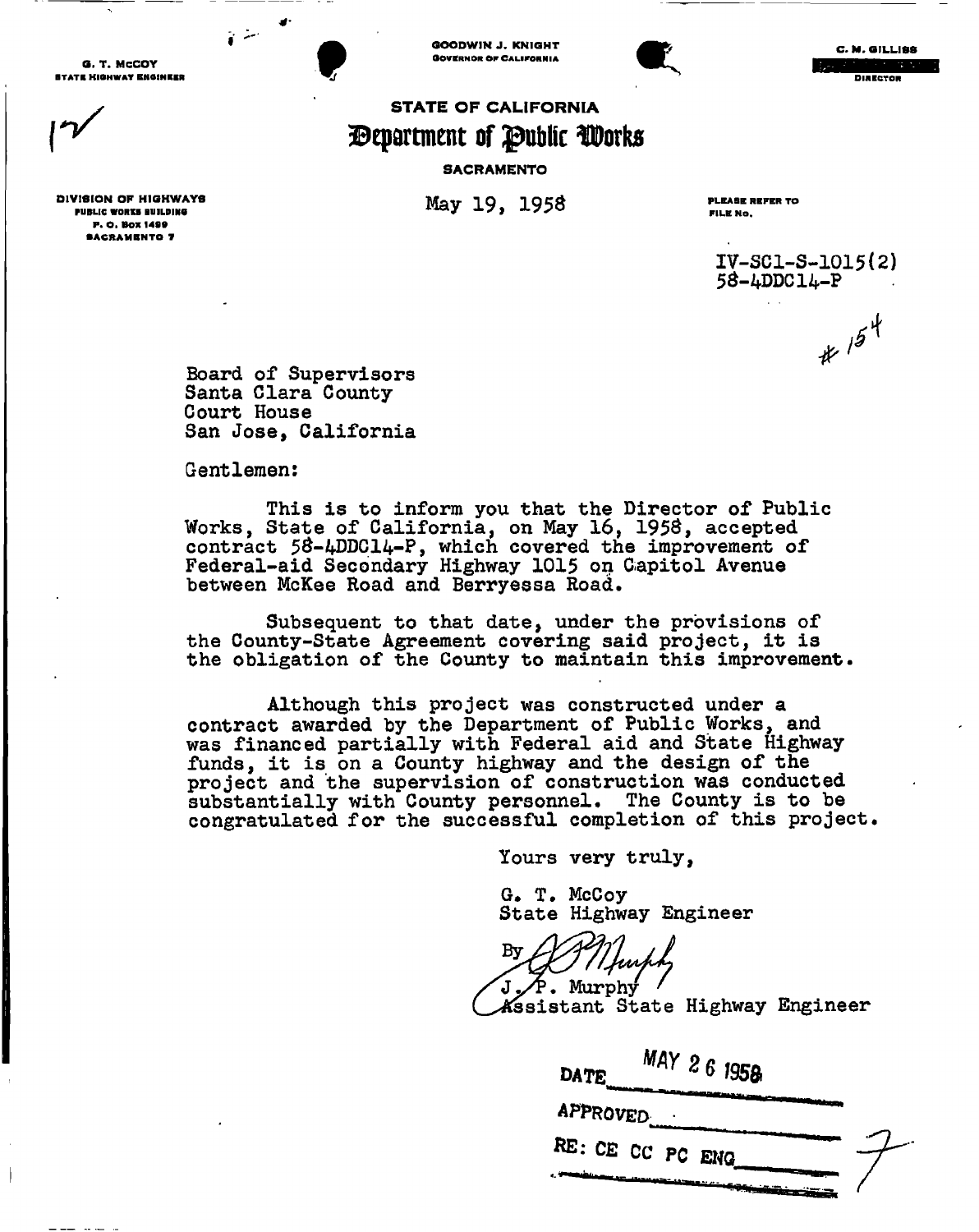G. T. McCOY
STATE HIGHWAY ENGINEER

GOODWIN J. KNIGHT
GOVERNOR OF CALIFORNIA

C. M. GILLISS
DIRECTOR

17

# STATE OF CALIFORNIA
## Department of Public Works
SACRAMENTO

DIVISION OF HIGHWAYS
PUBLIC WORKS BUILDING
P. O. BOX 1499
SACRAMENTO 7

May 19, 1958

PLEASE REFER TO
FILE NO.

IV-SCl-S-1015(2)
58-4DDC14-P

#154

Board of Supervisors
Santa Clara County
Court House
San Jose, California

Gentlemen:

This is to inform you that the Director of Public Works, State of California, on May 16, 1958, accepted contract 58-4DDC14-P, which covered the improvement of Federal-aid Secondary Highway 1015 on Capitol Avenue between McKee Road and Berryessa Road.

Subsequent to that date, under the provisions of the County-State Agreement covering said project, it is the obligation of the County to maintain this improvement.

Although this project was constructed under a contract awarded by the Department of Public Works, and was financed partially with Federal aid and State Highway funds, it is on a County highway and the design of the project and the supervision of construction was conducted substantially with County personnel. The County is to be congratulated for the successful completion of this project.

Yours very truly,

G. T. McCoy
State Highway Engineer

By J. P. Murphy
J. P. Murphy
Assistant State Highway Engineer

DATE MAY 26 1958
APPROVED
RE: CE CC PC ENG

7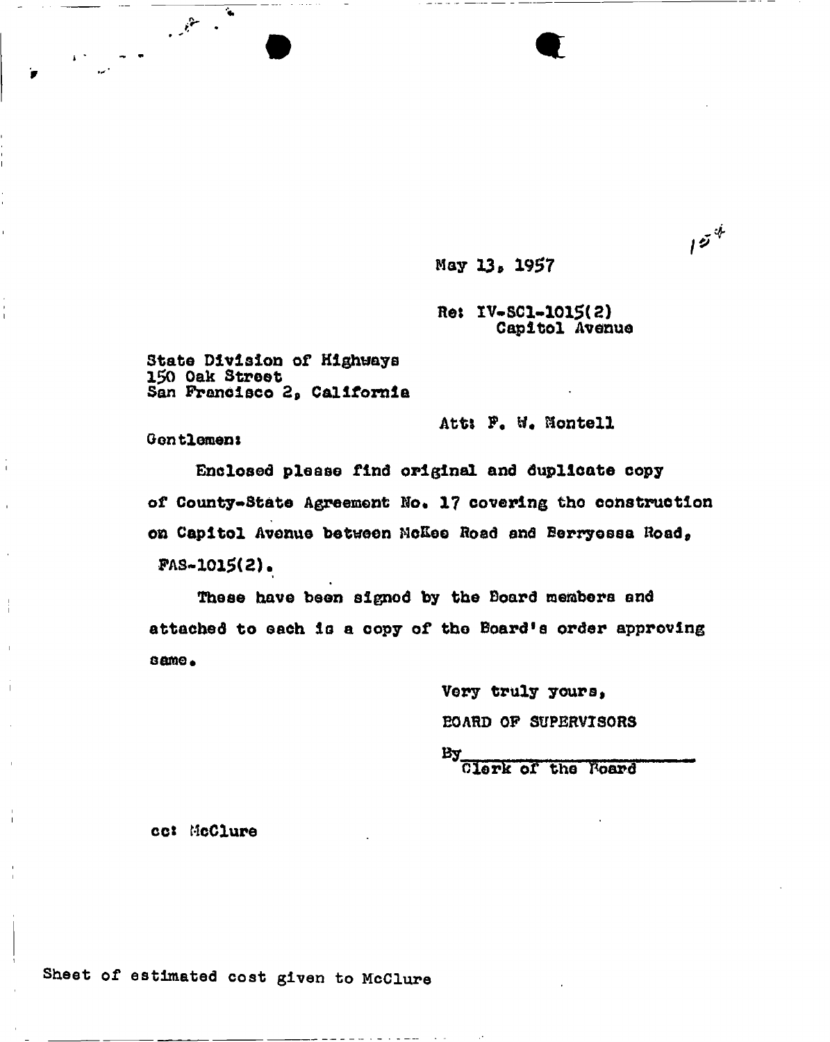May 13, 1957

Re: IV-SC1-1015(2)
Capitol Avenue

State Division of Highways
150 Oak Street
San Francisco 2, California

Att: F. W. Montell

Gentlemen:

Enclosed please find original and duplicate copy of County-State Agreement No. 17 covering the construction on Capitol Avenue between McKee Road and Berryessa Road, FAS-1015(2).

These have been signed by the Board members and attached to each is a copy of the Board's order approving same.

Very truly yours,

BOARD OF SUPERVISORS

By______________________
Clerk of the Board

cc: McClure

Sheet of estimated cost given to McClure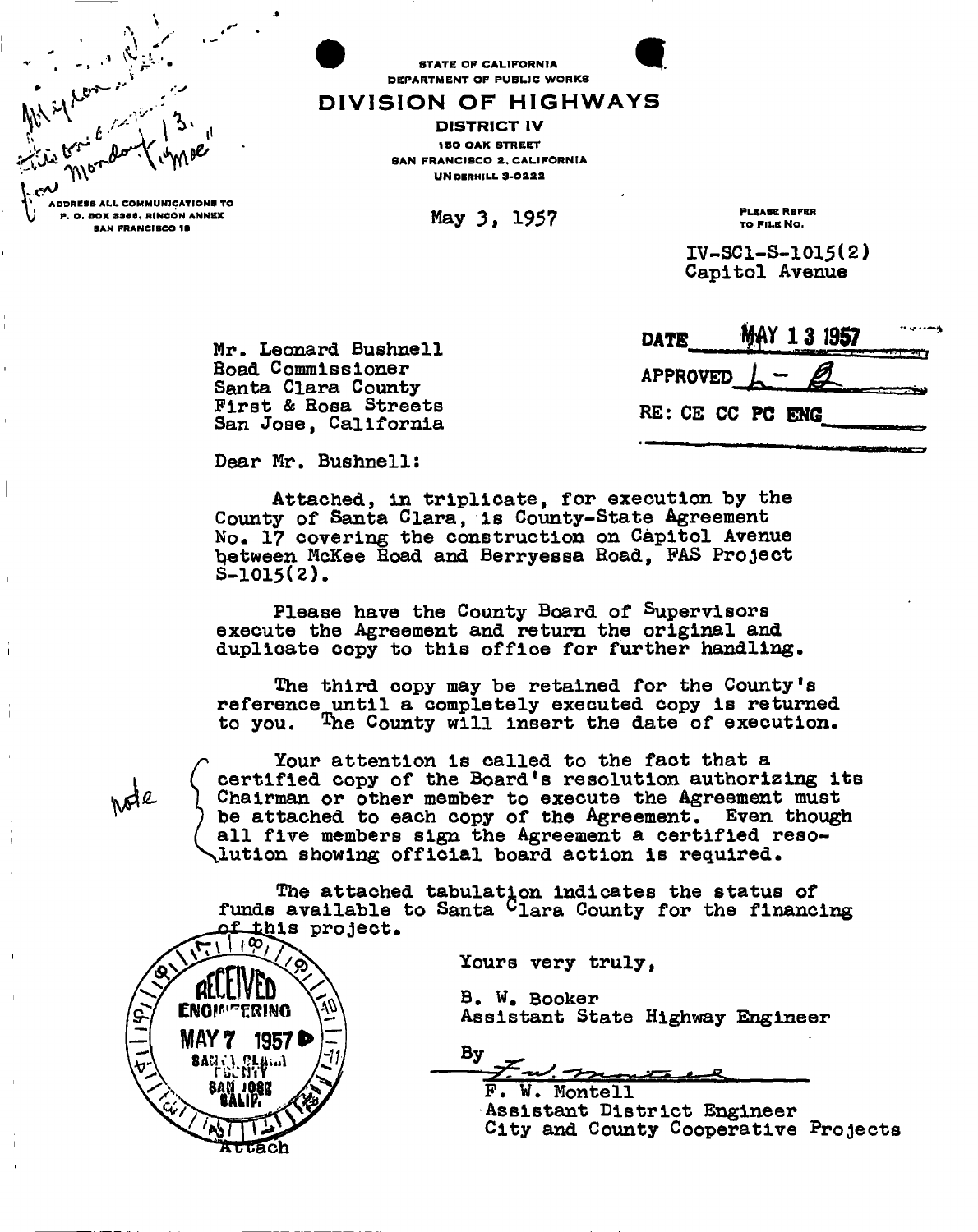STATE OF CALIFORNIA
DEPARTMENT OF PUBLIC WORKS

# DIVISION OF HIGHWAYS

DISTRICT IV
150 OAK STREET
SAN FRANCISCO 2, CALIFORNIA
UNDERHILL 3-0222

ADDRESS ALL COMMUNICATIONS TO
P. O. BOX 3366, RINCON ANNEX
SAN FRANCISCO 19

May 3, 1957

PLEASE REFER TO FILE NO.

IV-SCl-S-1015(2)
Capitol Avenue

DATE MAY 13 1957
APPROVED
RE: CE CC PC ENG

Mr. Leonard Bushnell
Road Commissioner
Santa Clara County
First & Rosa Streets
San Jose, California

Dear Mr. Bushnell:

Attached, in triplicate, for execution by the County of Santa Clara, is County-State Agreement No. 17 covering the construction on Capitol Avenue between McKee Road and Berryessa Road, FAS Project S-1015(2).

Please have the County Board of Supervisors execute the Agreement and return the original and duplicate copy to this office for further handling.

The third copy may be retained for the County's reference until a completely executed copy is returned to you. The County will insert the date of execution.

Your attention is called to the fact that a certified copy of the Board's resolution authorizing its Chairman or other member to execute the Agreement must be attached to each copy of the Agreement. Even though all five members sign the Agreement a certified resolution showing official board action is required.

The attached tabulation indicates the status of funds available to Santa Clara County for the financing of this project.

Yours very truly,

B. W. Booker
Assistant State Highway Engineer

By

F. W. Montell
Assistant District Engineer
City and County Cooperative Projects

RECEIVED
ENGINEERING
MAY 7 1957
SANTA CLARA COUNTY
SAN JOSE CALIF.

Attach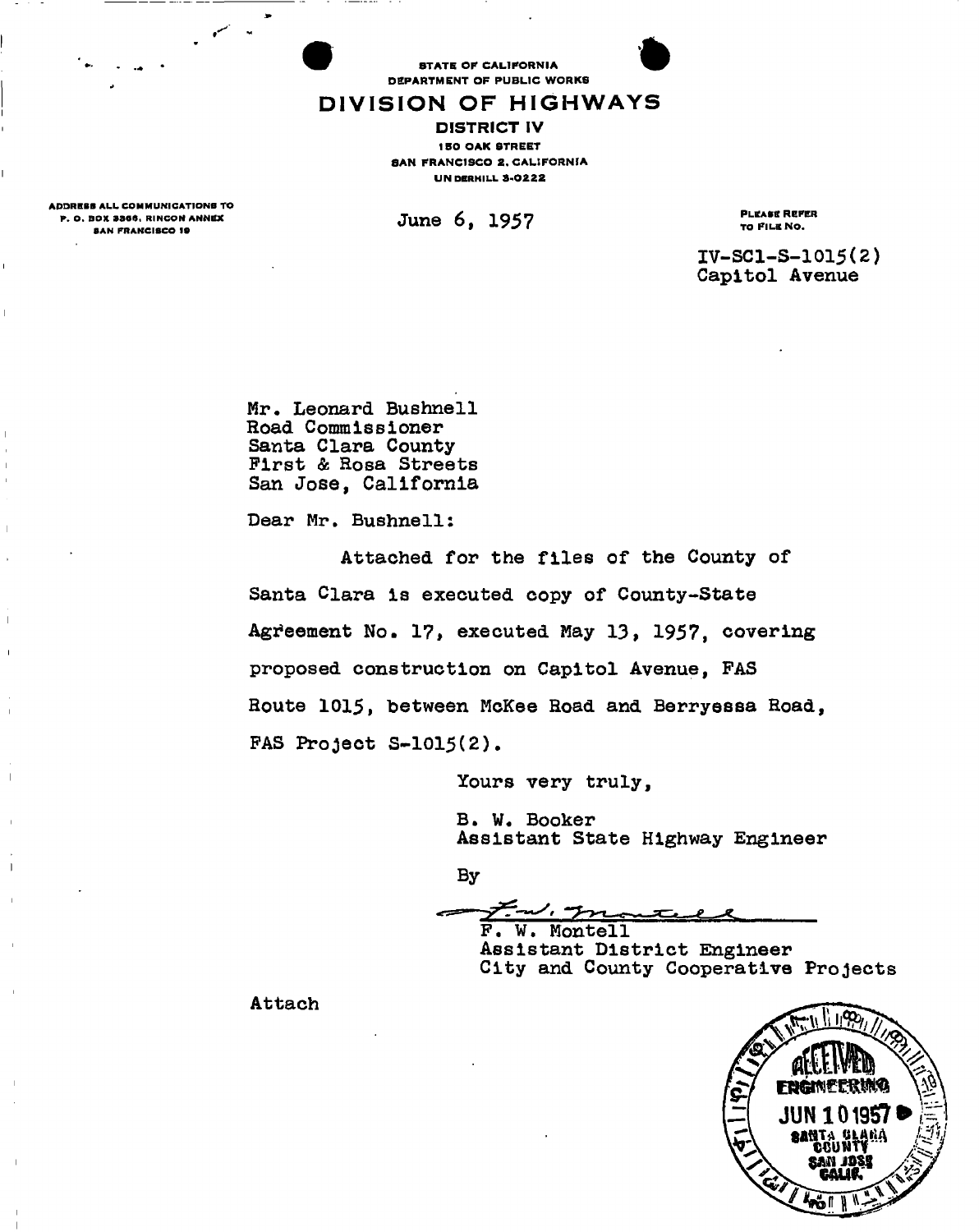STATE OF CALIFORNIA
DEPARTMENT OF PUBLIC WORKS

# DIVISION OF HIGHWAYS

**DISTRICT IV**
150 OAK STREET
SAN FRANCISCO 2, CALIFORNIA
UNDERHILL 3-0222

ADDRESS ALL COMMUNICATIONS TO
P. O. BOX 3366, RINCON ANNEX
SAN FRANCISCO 19

June 6, 1957

PLEASE REFER TO FILE NO.

IV-SCl-S-1015(2)
Capitol Avenue

Mr. Leonard Bushnell
Road Commissioner
Santa Clara County
First & Rosa Streets
San Jose, California

Dear Mr. Bushnell:

Attached for the files of the County of Santa Clara is executed copy of County-State Agreement No. 17, executed May 13, 1957, covering proposed construction on Capitol Avenue, FAS Route 1015, between McKee Road and Berryessa Road, FAS Project S-1015(2).

Yours very truly,

B. W. Booker
Assistant State Highway Engineer

By

F. W. Montell
Assistant District Engineer
City and County Cooperative Projects

Attach

RECEIVED
ENGINEERING
JUN 10 1957
SANTA CLARA COUNTY
SAN JOSE CALIF.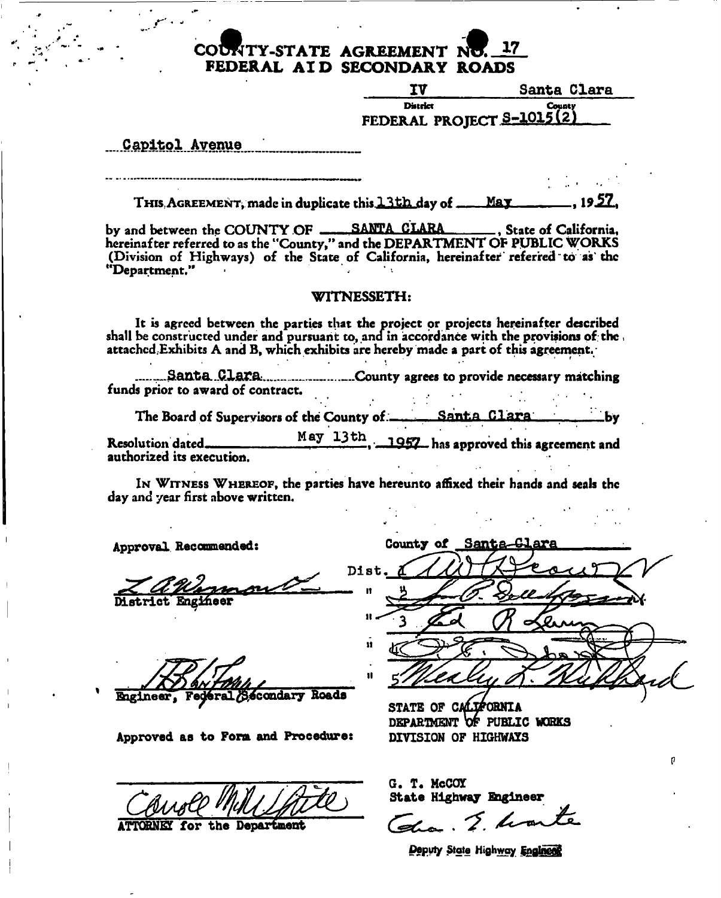# COUNTY-STATE AGREEMENT NO. 17
## FEDERAL AID SECONDARY ROADS

IV — Santa Clara
District — County

FEDERAL PROJECT S-1015(2)

Capitol Avenue

THIS AGREEMENT, made in duplicate this 13th day of May, 1957, by and between the COUNTY OF SANTA CLARA, State of California, hereinafter referred to as the "County," and the DEPARTMENT OF PUBLIC WORKS (Division of Highways) of the State of California, hereinafter referred to as the "Department."

### WITNESSETH:

It is agreed between the parties that the project or projects hereinafter described shall be constructed under and pursuant to, and in accordance with the provisions of the attached Exhibits A and B, which exhibits are hereby made a part of this agreement.

Santa Clara County agrees to provide necessary matching funds prior to award of contract.

The Board of Supervisors of the County of Santa Clara by Resolution dated May 13th, 1957 has approved this agreement and authorized its execution.

IN WITNESS WHEREOF, the parties have hereunto affixed their hands and seals the day and year first above written.

Approval Recommended:

[signature]
District Engineer

[signature]
Engineer, Federal Secondary Roads

Approved as to Form and Procedure:

[signature]
ATTORNEY for the Department

County of Santa Clara

Dist. 1 [signature]
" 2 [signature]
" 3 Ed R Levin
" 4 [signature]
" 5 Wesley L. Hubbard

STATE OF CALIFORNIA
DEPARTMENT OF PUBLIC WORKS
DIVISION OF HIGHWAYS

G. T. McCOY
State Highway Engineer

[signature]
Deputy State Highway Engineer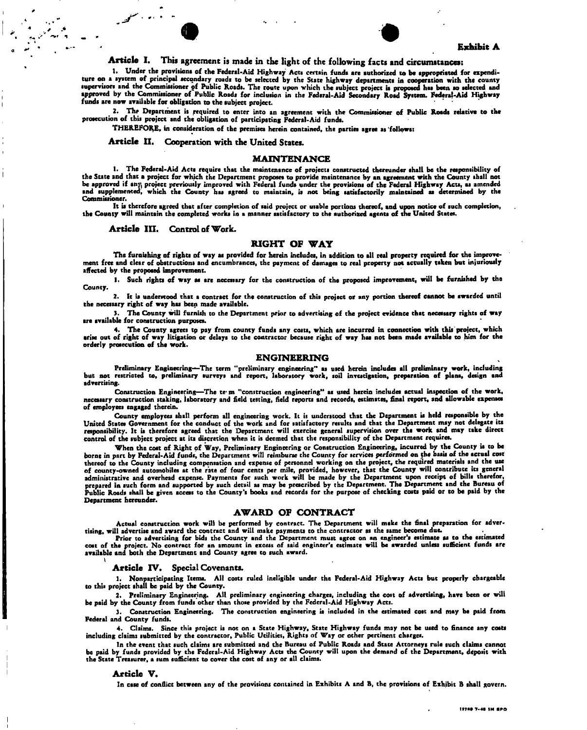**Exhibit A**

## Article I. This agreement is made in the light of the following facts and circumstances:

1. Under the provisions of the Federal-Aid Highway Acts certain funds are authorized to be appropriated for expenditure on a system of principal secondary roads to be selected by the State highway departments in cooperation with the county supervisors and the Commissioner of Public Roads. The route upon which the subject project is proposed has been so selected and approved by the Commissioner of Public Roads for inclusion in the Federal-Aid Secondary Road System. Federal-Aid Highway funds are now available for obligation to the subject project.

2. The Department is required to enter into an agreement with the Commissioner of Public Roads relative to the prosecution of this project and the obligation of participating Federal-Aid funds.

THEREFORE, in consideration of the premises herein contained, the parties agree as follows:

## Article II. Cooperation with the United States.

### MAINTENANCE

1. The Federal-Aid Acts require that the maintenance of projects constructed thereunder shall be the responsibility of the State and that a project for which the Department proposes to provide maintenance by an agreement with the County shall not be approved if any project previously improved with Federal funds under the provisions of the Federal Highway Acts, as amended and supplemented, which the County has agreed to maintain, is not being satisfactorily maintained as determined by the Commissioner.

It is therefore agreed that after completion of said project or usable portions thereof, and upon notice of such completion, the County will maintain the completed works in a manner satisfactory to the authorized agents of the United States.

## Article III. Control of Work.

### RIGHT OF WAY

The furnishing of rights of way as provided for herein includes, in addition to all real property required for the improvement free and clear of obstructions and encumbrances, the payment of damages to real property not actually taken but injuriously affected by the proposed improvement.

1. Such rights of way as are necessary for the construction of the proposed improvement, will be furnished by the County.

2. It is understood that a contract for the construction of this project or any portion thereof cannot be awarded until the necessary right of way has been made available.

3. The County will furnish to the Department prior to advertising of the project evidence that necessary rights of way are available for construction purposes.

4. The County agrees to pay from county funds any costs, which are incurred in connection with this project, which arise out of right of way litigation or delays to the contractor because right of way has not been made available to him for the orderly prosecution of the work.

### ENGINEERING

Preliminary Engineering—The term "preliminary engineering" as used herein includes all preliminary work, including but not restricted to, preliminary surveys and report, laboratory work, soil investigation, preparation of plans, design and advertising.

Construction Engineering—The term "construction engineering" as used herein includes actual inspection of the work, necessary construction staking, laboratory and field testing, field reports and records, estimates, final report, and allowable expenses of employees engaged therein.

County employees shall perform all engineering work. It is understood that the Department is held responsible by the United States Government for the conduct of the work and for satisfactory results and that the Department may not delegate its responsibility. It is therefore agreed that the Department will exercise general supervision over the work and may take direct control of the subject project at its discretion when it is deemed that the responsibility of the Department requires.

When the cost of Right of Way, Preliminary Engineering or Construction Engineering, incurred by the County is to be borne in part by Federal-Aid funds, the Department will reimburse the County for services performed on the basis of the actual cost thereof to the County including compensation and expense of personnel working on the project, the required materials and the use of county-owned automobiles at the rate of four cents per mile, provided, however, that the County will contribute its general administrative and overhead expense. Payments for such work will be made by the Department upon receipt of bills therefor, prepared in such form and supported by such detail as may be prescribed by the Department. The Department and the Bureau of Public Roads shall be given access to the County's books and records for the purpose of checking costs paid or to be paid by the Department hereunder.

### AWARD OF CONTRACT

Actual construction work will be performed by contract. The Department will make the final preparation for advertising, will advertise and award the contract and will make payments to the contractor as the same become due.

Prior to advertising for bids the County and the Department must agree on an engineer's estimate as to the estimated cost of the project. No contract for an amount in excess of said engineer's estimate will be awarded unless sufficient funds are available and both the Department and County agree to such award.

## Article IV. Special Covenants.

1. Nonparticipating Items. All costs ruled ineligible under the Federal-Aid Highway Acts but properly chargeable to this project shall be paid by the County.

2. Preliminary Engineering. All preliminary engineering charges, including the cost of advertising, have been or will be paid by the County from funds other than those provided by the Federal-Aid Highway Acts.

3. Construction Engineering. The construction engineering is included in the estimated cost and may be paid from Federal and County funds.

4. Claims. Since this project is not on a State Highway, State Highway funds may not be used to finance any costs including claims submitted by the contractor, Public Utilities, Rights of Way or other pertinent charges.

In the event that such claims are submitted and the Bureau of Public Roads and State Attorneys rule such claims cannot be paid by funds provided by the Federal-Aid Highway Acts the County will upon the demand of the Department, deposit with the State Treasurer, a sum sufficient to cover the cost of any or all claims.

## Article V.

In case of conflict between any of the provisions contained in Exhibits A and B, the provisions of Exhibit B shall govern.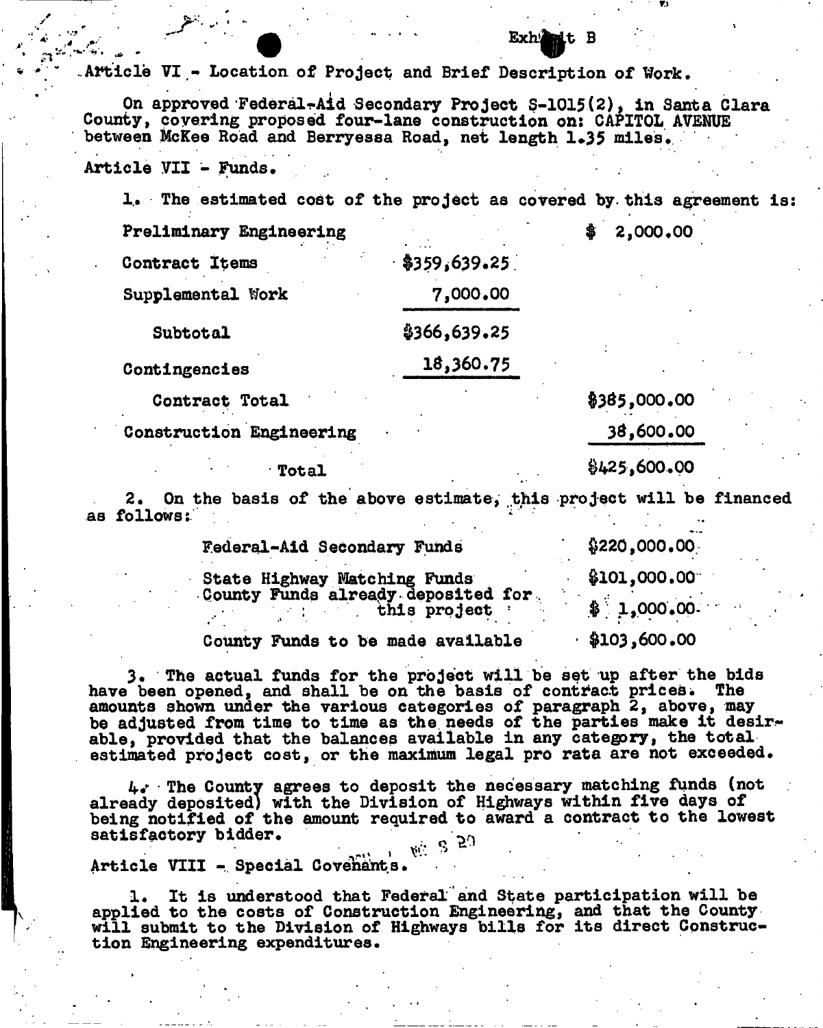Exhibit B

Article VI - Location of Project and Brief Description of Work.

On approved Federal-Aid Secondary Project S-1015(2), in Santa Clara County, covering proposed four-lane construction on: CAPITOL AVENUE between McKee Road and Berryessa Road, net length 1.35 miles.

Article VII - Funds.

1. The estimated cost of the project as covered by this agreement is:

| | | |
|---|---|---|
| Preliminary Engineering | | $ 2,000.00 |
| Contract Items | $359,639.25 | |
| Supplemental Work | 7,000.00 | |
| Subtotal | $366,639.25 | |
| Contingencies | 18,360.75 | |
| Contract Total | | $385,000.00 |
| Construction Engineering | | 38,600.00 |
| Total | | $425,600.00 |

2. On the basis of the above estimate, this project will be financed as follows:

| | |
|---|---|
| Federal-Aid Secondary Funds | $220,000.00 |
| State Highway Matching Funds | $101,000.00 |
| County Funds already deposited for this project | $ 1,000.00 |
| County Funds to be made available | $103,600.00 |

3. The actual funds for the project will be set up after the bids have been opened, and shall be on the basis of contract prices. The amounts shown under the various categories of paragraph 2, above, may be adjusted from time to time as the needs of the parties make it desirable, provided that the balances available in any category, the total estimated project cost, or the maximum legal pro rata are not exceeded.

4. The County agrees to deposit the necessary matching funds (not already deposited) with the Division of Highways within five days of being notified of the amount required to award a contract to the lowest satisfactory bidder.

Article VIII - Special Covenants.

1. It is understood that Federal and State participation will be applied to the costs of Construction Engineering, and that the County will submit to the Division of Highways bills for its direct Construction Engineering expenditures.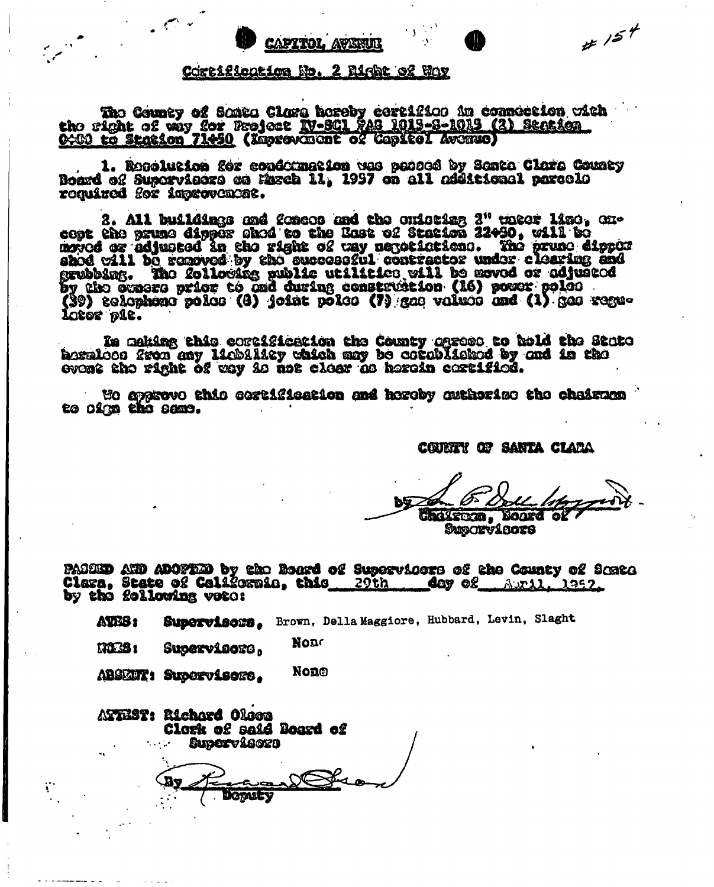CAPITOL AVENUE

#154

Certification No. 2 Right of Way

The County of Santa Clara hereby certifies in connection with the right of way for Project IV-SCl FAS 1019-S-1019 (2) Station 0+00 to Station 71+50 (Improvement of Capitol Avenue)

1. Resolution for condemnation was passed by Santa Clara County Board of Supervisors on March 11, 1957 on all additional parcels required for improvement.

2. All buildings and fences and the existing 2" water line, except the prune dipper shed to the East of Station 22+30, will be moved or adjusted in the right of way negotiations. The prune dipper shed will be removed by the successful contractor under clearing and grubbing. The following public utilities will be moved or adjusted by the owners prior to and during construction (16) power poles (39) telephone poles (8) joint poles (7) gas valves and (1) gas regulator pit.

In making this certification the County agrees to hold the State harmless from any liability which may be established by and in the event the right of way is not clear as herein certified.

We approve this certification and hereby authorize the chairman to sign the same.

COUNTY OF SANTA CLARA

by ________________
Chairman, Board of Supervisors

PASSED AND ADOPTED by the Board of Supervisors of the County of Santa Clara, State of California, this 29th day of April, 1957, by the following vote:

AYES: Supervisors, Brown, Della Maggiore, Hubbard, Levin, Slaght

NOES: Supervisors, None

ABSENT: Supervisors, None

ATTEST: Richard Olson
Clerk of said Board of Supervisors

By ________________
Deputy